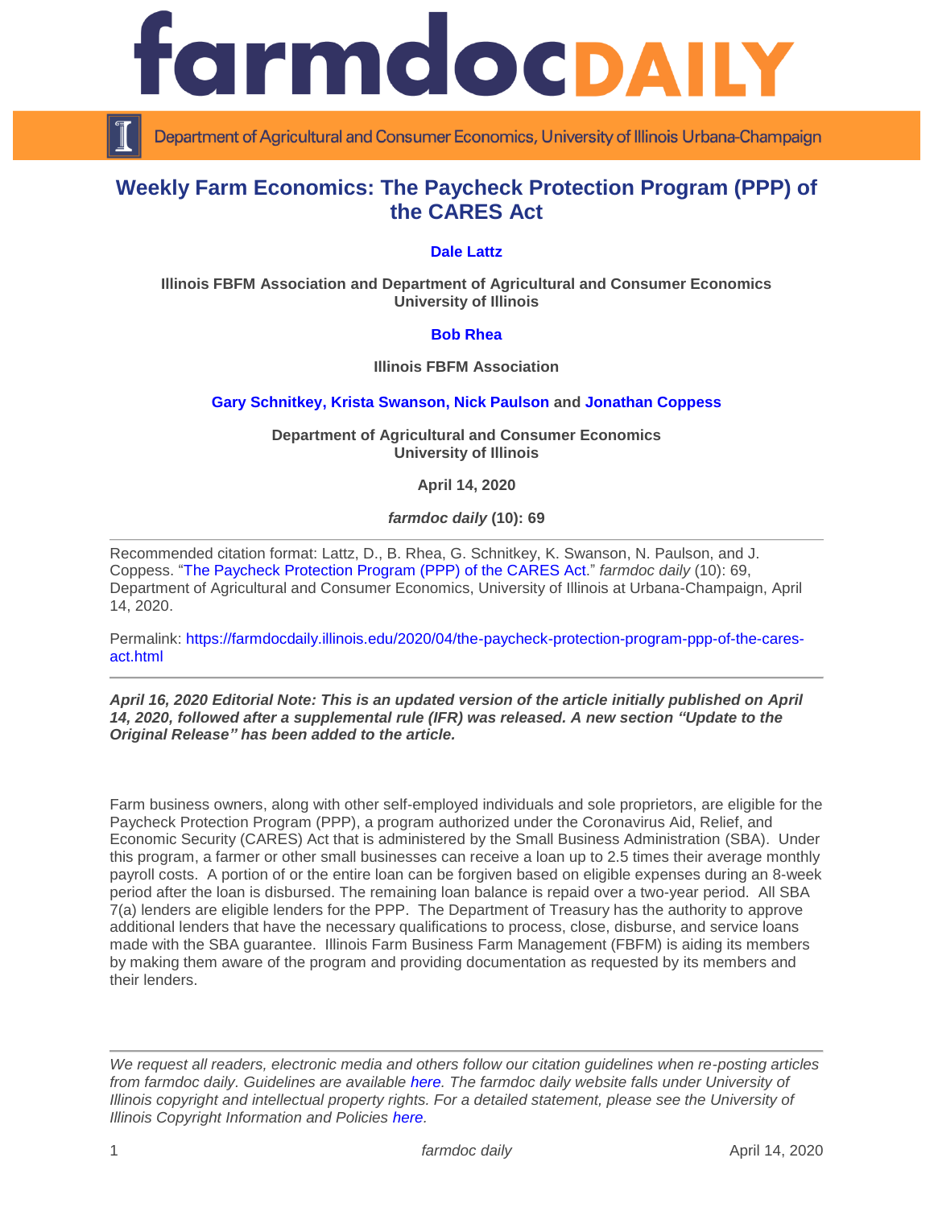# farmdoc DAILY

Department of Agricultural and Consumer Economics, University of Illinois Urbana-Champaign

## Weekly Farm Economics: The Paycheck Protection Program (PPP) of the CARES Act

**Dale Lattz**

**Illinois FBFM Association and Department of Agricultural and Consumer Economics University of Illinois**

**Bob Rhea**

**Illinois FBFM Association**

**Gary Schnitkey, Krista Swanson, Nick Paulson and Jonathan Coppess**

**Department of Agricultural and Consumer Economics University of Illinois**

**April 14, 2020**

***farmdoc daily* (10): 69**

---

Recommended citation format: Lattz, D., B. Rhea, G. Schnitkey, K. Swanson, N. Paulson, and J. Coppess. "The Paycheck Protection Program (PPP) of the CARES Act." *farmdoc daily* (10): 69, Department of Agricultural and Consumer Economics, University of Illinois at Urbana-Champaign, April 14, 2020.

Permalink: https://farmdocdaily.illinois.edu/2020/04/the-paycheck-protection-program-ppp-of-the-cares-act.html

---

***April 16, 2020 Editorial Note: This is an updated version of the article initially published on April 14, 2020, followed after a supplemental rule (IFR) was released. A new section "Update to the Original Release" has been added to the article.***

Farm business owners, along with other self-employed individuals and sole proprietors, are eligible for the Paycheck Protection Program (PPP), a program authorized under the Coronavirus Aid, Relief, and Economic Security (CARES) Act that is administered by the Small Business Administration (SBA). Under this program, a farmer or other small businesses can receive a loan up to 2.5 times their average monthly payroll costs. A portion of or the entire loan can be forgiven based on eligible expenses during an 8-week period after the loan is disbursed. The remaining loan balance is repaid over a two-year period. All SBA 7(a) lenders are eligible lenders for the PPP. The Department of Treasury has the authority to approve additional lenders that have the necessary qualifications to process, close, disburse, and service loans made with the SBA guarantee. Illinois Farm Business Farm Management (FBFM) is aiding its members by making them aware of the program and providing documentation as requested by its members and their lenders.

---

*We request all readers, electronic media and others follow our citation guidelines when re-posting articles from farmdoc daily. Guidelines are available here. The farmdoc daily website falls under University of Illinois copyright and intellectual property rights. For a detailed statement, please see the University of Illinois Copyright Information and Policies here.*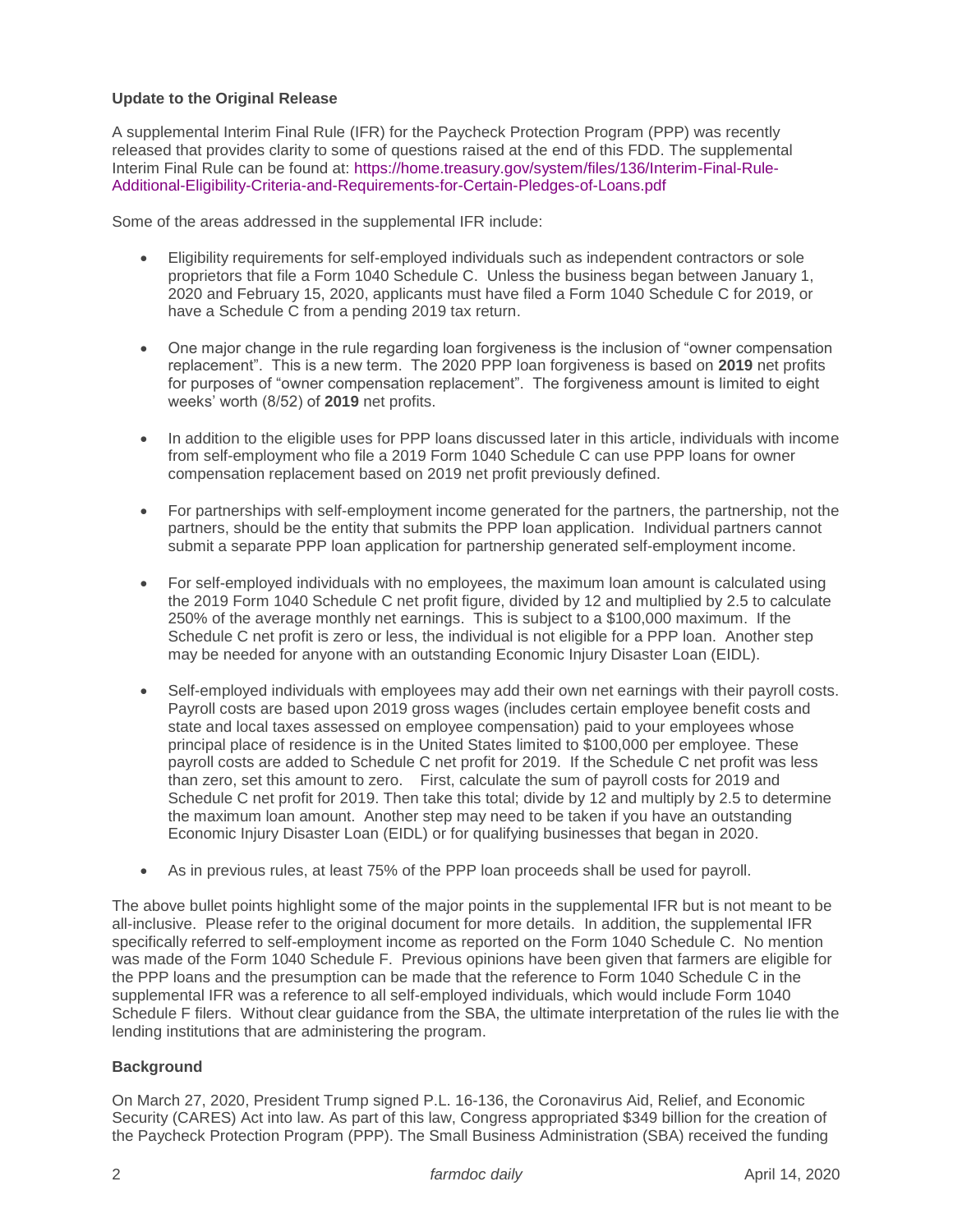**Update to the Original Release**

A supplemental Interim Final Rule (IFR) for the Paycheck Protection Program (PPP) was recently released that provides clarity to some of questions raised at the end of this FDD. The supplemental Interim Final Rule can be found at: https://home.treasury.gov/system/files/136/Interim-Final-Rule-Additional-Eligibility-Criteria-and-Requirements-for-Certain-Pledges-of-Loans.pdf

Some of the areas addressed in the supplemental IFR include:

- Eligibility requirements for self-employed individuals such as independent contractors or sole proprietors that file a Form 1040 Schedule C. Unless the business began between January 1, 2020 and February 15, 2020, applicants must have filed a Form 1040 Schedule C for 2019, or have a Schedule C from a pending 2019 tax return.
- One major change in the rule regarding loan forgiveness is the inclusion of "owner compensation replacement". This is a new term. The 2020 PPP loan forgiveness is based on **2019** net profits for purposes of "owner compensation replacement". The forgiveness amount is limited to eight weeks' worth (8/52) of **2019** net profits.
- In addition to the eligible uses for PPP loans discussed later in this article, individuals with income from self-employment who file a 2019 Form 1040 Schedule C can use PPP loans for owner compensation replacement based on 2019 net profit previously defined.
- For partnerships with self-employment income generated for the partners, the partnership, not the partners, should be the entity that submits the PPP loan application. Individual partners cannot submit a separate PPP loan application for partnership generated self-employment income.
- For self-employed individuals with no employees, the maximum loan amount is calculated using the 2019 Form 1040 Schedule C net profit figure, divided by 12 and multiplied by 2.5 to calculate 250% of the average monthly net earnings. This is subject to a $100,000 maximum. If the Schedule C net profit is zero or less, the individual is not eligible for a PPP loan. Another step may be needed for anyone with an outstanding Economic Injury Disaster Loan (EIDL).
- Self-employed individuals with employees may add their own net earnings with their payroll costs. Payroll costs are based upon 2019 gross wages (includes certain employee benefit costs and state and local taxes assessed on employee compensation) paid to your employees whose principal place of residence is in the United States limited to $100,000 per employee. These payroll costs are added to Schedule C net profit for 2019. If the Schedule C net profit was less than zero, set this amount to zero. First, calculate the sum of payroll costs for 2019 and Schedule C net profit for 2019. Then take this total; divide by 12 and multiply by 2.5 to determine the maximum loan amount. Another step may need to be taken if you have an outstanding Economic Injury Disaster Loan (EIDL) or for qualifying businesses that began in 2020.
- As in previous rules, at least 75% of the PPP loan proceeds shall be used for payroll.

The above bullet points highlight some of the major points in the supplemental IFR but is not meant to be all-inclusive. Please refer to the original document for more details. In addition, the supplemental IFR specifically referred to self-employment income as reported on the Form 1040 Schedule C. No mention was made of the Form 1040 Schedule F. Previous opinions have been given that farmers are eligible for the PPP loans and the presumption can be made that the reference to Form 1040 Schedule C in the supplemental IFR was a reference to all self-employed individuals, which would include Form 1040 Schedule F filers. Without clear guidance from the SBA, the ultimate interpretation of the rules lie with the lending institutions that are administering the program.

**Background**

On March 27, 2020, President Trump signed P.L. 16-136, the Coronavirus Aid, Relief, and Economic Security (CARES) Act into law. As part of this law, Congress appropriated $349 billion for the creation of the Paycheck Protection Program (PPP). The Small Business Administration (SBA) received the funding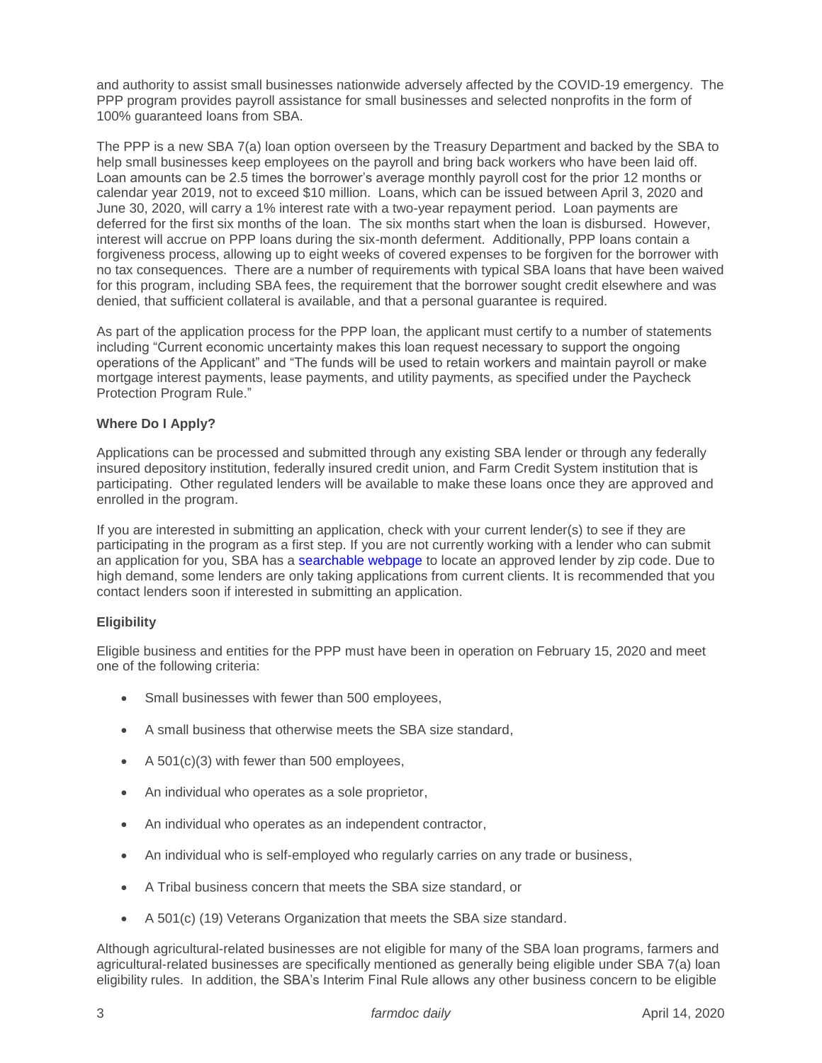and authority to assist small businesses nationwide adversely affected by the COVID-19 emergency. The PPP program provides payroll assistance for small businesses and selected nonprofits in the form of 100% guaranteed loans from SBA.

The PPP is a new SBA 7(a) loan option overseen by the Treasury Department and backed by the SBA to help small businesses keep employees on the payroll and bring back workers who have been laid off. Loan amounts can be 2.5 times the borrower's average monthly payroll cost for the prior 12 months or calendar year 2019, not to exceed $10 million. Loans, which can be issued between April 3, 2020 and June 30, 2020, will carry a 1% interest rate with a two-year repayment period. Loan payments are deferred for the first six months of the loan. The six months start when the loan is disbursed. However, interest will accrue on PPP loans during the six-month deferment. Additionally, PPP loans contain a forgiveness process, allowing up to eight weeks of covered expenses to be forgiven for the borrower with no tax consequences. There are a number of requirements with typical SBA loans that have been waived for this program, including SBA fees, the requirement that the borrower sought credit elsewhere and was denied, that sufficient collateral is available, and that a personal guarantee is required.

As part of the application process for the PPP loan, the applicant must certify to a number of statements including "Current economic uncertainty makes this loan request necessary to support the ongoing operations of the Applicant" and "The funds will be used to retain workers and maintain payroll or make mortgage interest payments, lease payments, and utility payments, as specified under the Paycheck Protection Program Rule."

**Where Do I Apply?**

Applications can be processed and submitted through any existing SBA lender or through any federally insured depository institution, federally insured credit union, and Farm Credit System institution that is participating. Other regulated lenders will be available to make these loans once they are approved and enrolled in the program.

If you are interested in submitting an application, check with your current lender(s) to see if they are participating in the program as a first step. If you are not currently working with a lender who can submit an application for you, SBA has a searchable webpage to locate an approved lender by zip code. Due to high demand, some lenders are only taking applications from current clients. It is recommended that you contact lenders soon if interested in submitting an application.

**Eligibility**

Eligible business and entities for the PPP must have been in operation on February 15, 2020 and meet one of the following criteria:

- Small businesses with fewer than 500 employees,
- A small business that otherwise meets the SBA size standard,
- A 501(c)(3) with fewer than 500 employees,
- An individual who operates as a sole proprietor,
- An individual who operates as an independent contractor,
- An individual who is self-employed who regularly carries on any trade or business,
- A Tribal business concern that meets the SBA size standard, or
- A 501(c) (19) Veterans Organization that meets the SBA size standard.

Although agricultural-related businesses are not eligible for many of the SBA loan programs, farmers and agricultural-related businesses are specifically mentioned as generally being eligible under SBA 7(a) loan eligibility rules. In addition, the SBA's Interim Final Rule allows any other business concern to be eligible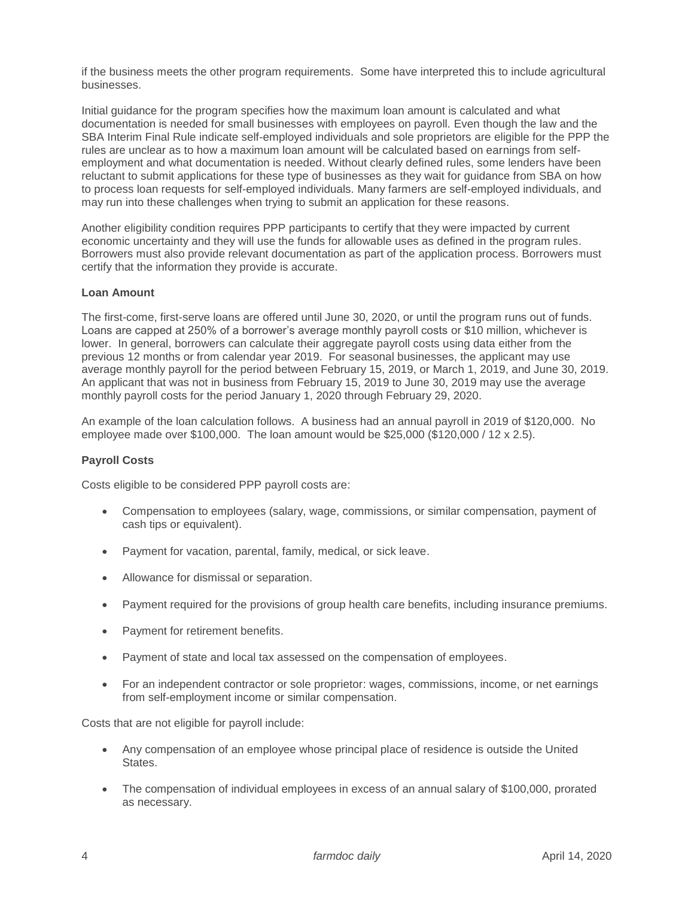if the business meets the other program requirements. Some have interpreted this to include agricultural businesses.

Initial guidance for the program specifies how the maximum loan amount is calculated and what documentation is needed for small businesses with employees on payroll. Even though the law and the SBA Interim Final Rule indicate self-employed individuals and sole proprietors are eligible for the PPP the rules are unclear as to how a maximum loan amount will be calculated based on earnings from self-employment and what documentation is needed. Without clearly defined rules, some lenders have been reluctant to submit applications for these type of businesses as they wait for guidance from SBA on how to process loan requests for self-employed individuals. Many farmers are self-employed individuals, and may run into these challenges when trying to submit an application for these reasons.

Another eligibility condition requires PPP participants to certify that they were impacted by current economic uncertainty and they will use the funds for allowable uses as defined in the program rules. Borrowers must also provide relevant documentation as part of the application process. Borrowers must certify that the information they provide is accurate.

**Loan Amount**

The first-come, first-serve loans are offered until June 30, 2020, or until the program runs out of funds. Loans are capped at 250% of a borrower's average monthly payroll costs or $10 million, whichever is lower. In general, borrowers can calculate their aggregate payroll costs using data either from the previous 12 months or from calendar year 2019. For seasonal businesses, the applicant may use average monthly payroll for the period between February 15, 2019, or March 1, 2019, and June 30, 2019. An applicant that was not in business from February 15, 2019 to June 30, 2019 may use the average monthly payroll costs for the period January 1, 2020 through February 29, 2020.

An example of the loan calculation follows. A business had an annual payroll in 2019 of $120,000. No employee made over $100,000. The loan amount would be $25,000 ($120,000 / 12 x 2.5).

**Payroll Costs**

Costs eligible to be considered PPP payroll costs are:

- Compensation to employees (salary, wage, commissions, or similar compensation, payment of cash tips or equivalent).
- Payment for vacation, parental, family, medical, or sick leave.
- Allowance for dismissal or separation.
- Payment required for the provisions of group health care benefits, including insurance premiums.
- Payment for retirement benefits.
- Payment of state and local tax assessed on the compensation of employees.
- For an independent contractor or sole proprietor: wages, commissions, income, or net earnings from self-employment income or similar compensation.

Costs that are not eligible for payroll include:

- Any compensation of an employee whose principal place of residence is outside the United States.
- The compensation of individual employees in excess of an annual salary of $100,000, prorated as necessary.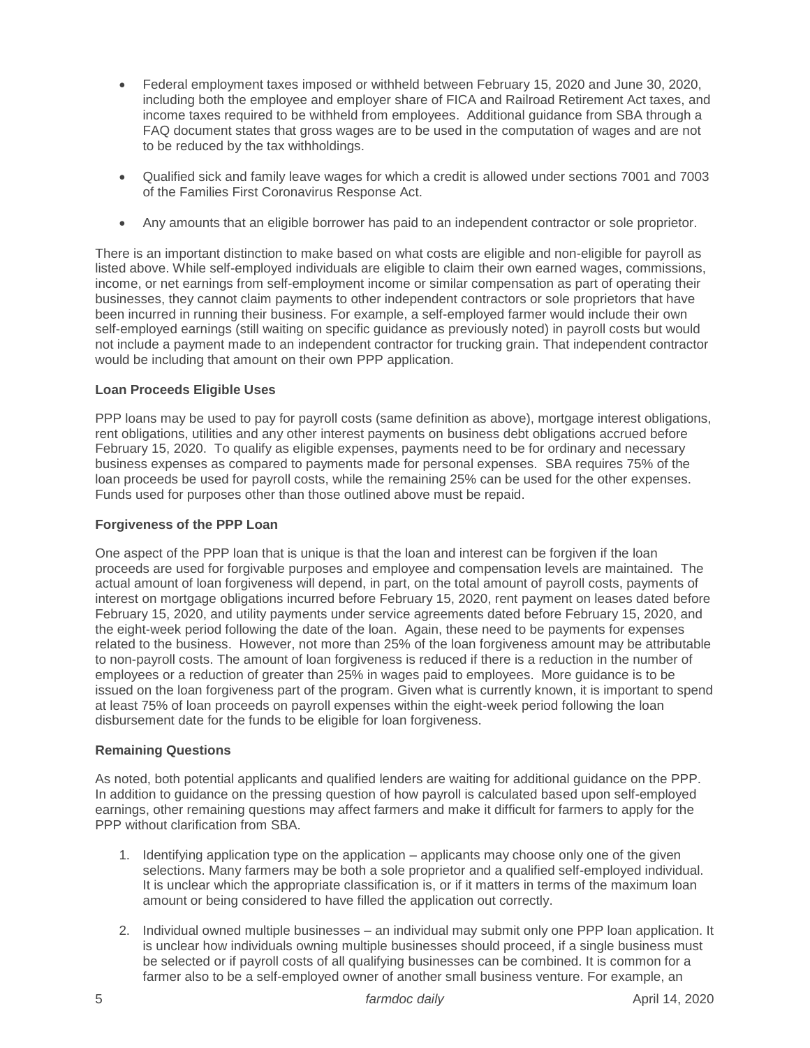- Federal employment taxes imposed or withheld between February 15, 2020 and June 30, 2020, including both the employee and employer share of FICA and Railroad Retirement Act taxes, and income taxes required to be withheld from employees. Additional guidance from SBA through a FAQ document states that gross wages are to be used in the computation of wages and are not to be reduced by the tax withholdings.

- Qualified sick and family leave wages for which a credit is allowed under sections 7001 and 7003 of the Families First Coronavirus Response Act.

- Any amounts that an eligible borrower has paid to an independent contractor or sole proprietor.

There is an important distinction to make based on what costs are eligible and non-eligible for payroll as listed above. While self-employed individuals are eligible to claim their own earned wages, commissions, income, or net earnings from self-employment income or similar compensation as part of operating their businesses, they cannot claim payments to other independent contractors or sole proprietors that have been incurred in running their business. For example, a self-employed farmer would include their own self-employed earnings (still waiting on specific guidance as previously noted) in payroll costs but would not include a payment made to an independent contractor for trucking grain. That independent contractor would be including that amount on their own PPP application.

**Loan Proceeds Eligible Uses**

PPP loans may be used to pay for payroll costs (same definition as above), mortgage interest obligations, rent obligations, utilities and any other interest payments on business debt obligations accrued before February 15, 2020. To qualify as eligible expenses, payments need to be for ordinary and necessary business expenses as compared to payments made for personal expenses. SBA requires 75% of the loan proceeds be used for payroll costs, while the remaining 25% can be used for the other expenses. Funds used for purposes other than those outlined above must be repaid.

**Forgiveness of the PPP Loan**

One aspect of the PPP loan that is unique is that the loan and interest can be forgiven if the loan proceeds are used for forgivable purposes and employee and compensation levels are maintained. The actual amount of loan forgiveness will depend, in part, on the total amount of payroll costs, payments of interest on mortgage obligations incurred before February 15, 2020, rent payment on leases dated before February 15, 2020, and utility payments under service agreements dated before February 15, 2020, and the eight-week period following the date of the loan. Again, these need to be payments for expenses related to the business. However, not more than 25% of the loan forgiveness amount may be attributable to non-payroll costs. The amount of loan forgiveness is reduced if there is a reduction in the number of employees or a reduction of greater than 25% in wages paid to employees. More guidance is to be issued on the loan forgiveness part of the program. Given what is currently known, it is important to spend at least 75% of loan proceeds on payroll expenses within the eight-week period following the loan disbursement date for the funds to be eligible for loan forgiveness.

**Remaining Questions**

As noted, both potential applicants and qualified lenders are waiting for additional guidance on the PPP. In addition to guidance on the pressing question of how payroll is calculated based upon self-employed earnings, other remaining questions may affect farmers and make it difficult for farmers to apply for the PPP without clarification from SBA.

1. Identifying application type on the application – applicants may choose only one of the given selections. Many farmers may be both a sole proprietor and a qualified self-employed individual. It is unclear which the appropriate classification is, or if it matters in terms of the maximum loan amount or being considered to have filled the application out correctly.

2. Individual owned multiple businesses – an individual may submit only one PPP loan application. It is unclear how individuals owning multiple businesses should proceed, if a single business must be selected or if payroll costs of all qualifying businesses can be combined. It is common for a farmer also to be a self-employed owner of another small business venture. For example, an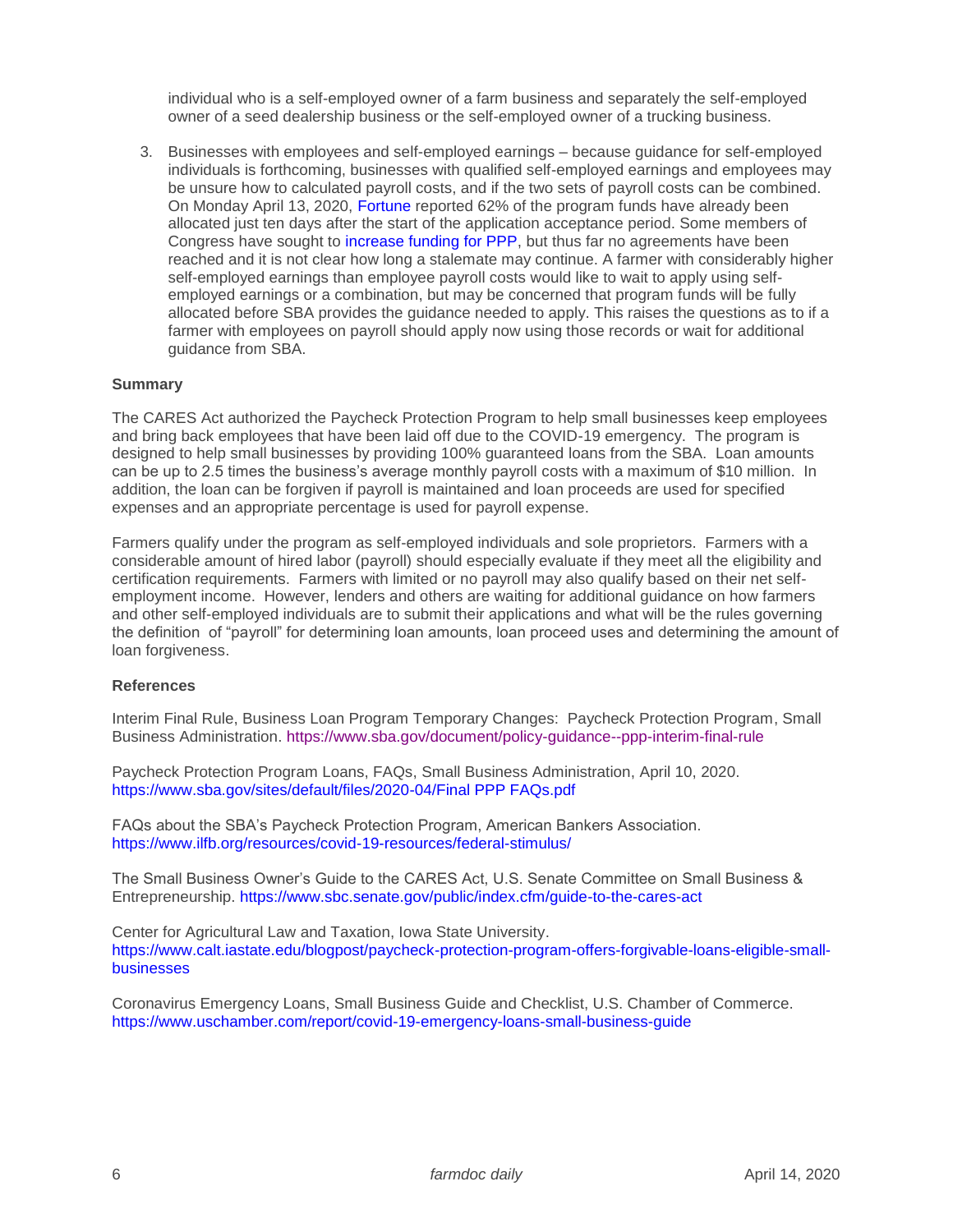individual who is a self-employed owner of a farm business and separately the self-employed owner of a seed dealership business or the self-employed owner of a trucking business.

3. Businesses with employees and self-employed earnings – because guidance for self-employed individuals is forthcoming, businesses with qualified self-employed earnings and employees may be unsure how to calculated payroll costs, and if the two sets of payroll costs can be combined. On Monday April 13, 2020, Fortune reported 62% of the program funds have already been allocated just ten days after the start of the application acceptance period. Some members of Congress have sought to increase funding for PPP, but thus far no agreements have been reached and it is not clear how long a stalemate may continue. A farmer with considerably higher self-employed earnings than employee payroll costs would like to wait to apply using self-employed earnings or a combination, but may be concerned that program funds will be fully allocated before SBA provides the guidance needed to apply. This raises the questions as to if a farmer with employees on payroll should apply now using those records or wait for additional guidance from SBA.

**Summary**

The CARES Act authorized the Paycheck Protection Program to help small businesses keep employees and bring back employees that have been laid off due to the COVID-19 emergency. The program is designed to help small businesses by providing 100% guaranteed loans from the SBA. Loan amounts can be up to 2.5 times the business's average monthly payroll costs with a maximum of $10 million. In addition, the loan can be forgiven if payroll is maintained and loan proceeds are used for specified expenses and an appropriate percentage is used for payroll expense.

Farmers qualify under the program as self-employed individuals and sole proprietors. Farmers with a considerable amount of hired labor (payroll) should especially evaluate if they meet all the eligibility and certification requirements. Farmers with limited or no payroll may also qualify based on their net self-employment income. However, lenders and others are waiting for additional guidance on how farmers and other self-employed individuals are to submit their applications and what will be the rules governing the definition of "payroll" for determining loan amounts, loan proceed uses and determining the amount of loan forgiveness.

**References**

Interim Final Rule, Business Loan Program Temporary Changes: Paycheck Protection Program, Small Business Administration. https://www.sba.gov/document/policy-guidance--ppp-interim-final-rule

Paycheck Protection Program Loans, FAQs, Small Business Administration, April 10, 2020. https://www.sba.gov/sites/default/files/2020-04/Final PPP FAQs.pdf

FAQs about the SBA's Paycheck Protection Program, American Bankers Association. https://www.ilfb.org/resources/covid-19-resources/federal-stimulus/

The Small Business Owner's Guide to the CARES Act, U.S. Senate Committee on Small Business & Entrepreneurship. https://www.sbc.senate.gov/public/index.cfm/guide-to-the-cares-act

Center for Agricultural Law and Taxation, Iowa State University. https://www.calt.iastate.edu/blogpost/paycheck-protection-program-offers-forgivable-loans-eligible-small-businesses

Coronavirus Emergency Loans, Small Business Guide and Checklist, U.S. Chamber of Commerce. https://www.uschamber.com/report/covid-19-emergency-loans-small-business-guide